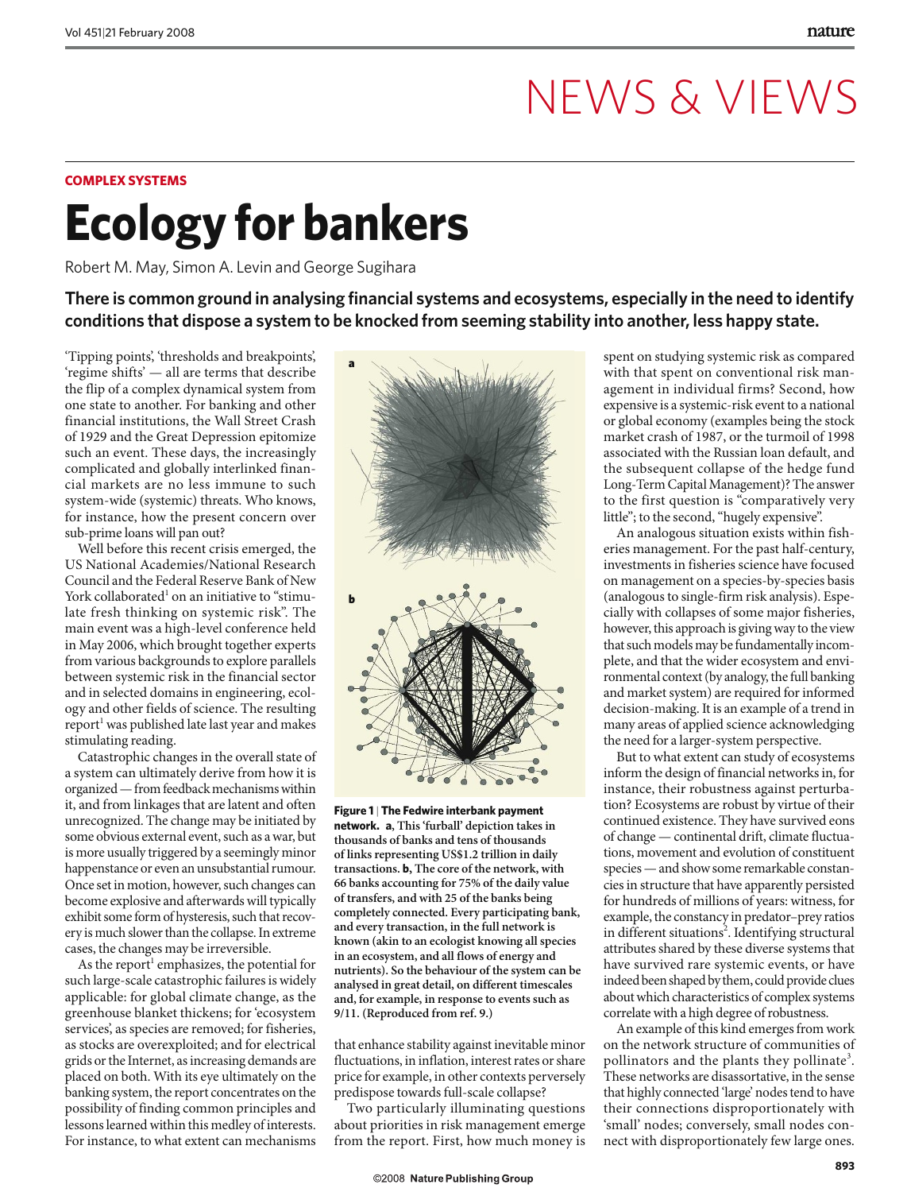# NEWS & VIEWS

**COMPLEX SYSTEMS**

# Ecology for bankers

Robert M. May, Simon A. Levin and George Sugihara

**There is common ground in analysing financial systems and ecosystems, especially in the need to identify conditions that dispose a system to be knocked from seeming stability into another, less happy state.**

'Tipping points', 'thresholds and breakpoints', 'regime shifts' — all are terms that describe the flip of a complex dynamical system from one state to another. For banking and other financial institutions, the Wall Street Crash of 1929 and the Great Depression epitomize such an event. These days, the increasingly complicated and globally interlinked financial markets are no less immune to such system-wide (systemic) threats. Who knows, for instance, how the present concern over sub-prime loans will pan out?

Well before this recent crisis emerged, the US National Academies/National Research Council and the Federal Reserve Bank of New York collaborated[1] on an initiative to "stimulate fresh thinking on systemic risk". The main event was a high-level conference held in May 2006, which brought together experts from various backgrounds to explore parallels between systemic risk in the financial sector and in selected domains in engineering, ecology and other fields of science. The resulting report[1] was published late last year and makes stimulating reading.

Catastrophic changes in the overall state of a system can ultimately derive from how it is organized — from feedback mechanisms within it, and from linkages that are latent and often unrecognized. The change may be initiated by some obvious external event, such as a war, but is more usually triggered by a seemingly minor happenstance or even an unsubstantial rumour. Once set in motion, however, such changes can become explosive and afterwards will typically exhibit some form of hysteresis, such that recovery is much slower than the collapse. In extreme cases, the changes may be irreversible.

As the report[1] emphasizes, the potential for such large-scale catastrophic failures is widely applicable: for global climate change, as the greenhouse blanket thickens; for 'ecosystem services', as species are removed; for fisheries, as stocks are overexploited; and for electrical grids or the Internet, as increasing demands are placed on both. With its eye ultimately on the banking system, the report concentrates on the possibility of finding common principles and lessons learned within this medley of interests. For instance, to what extent can mechanisms that enhance stability against inevitable minor fluctuations, in inflation, interest rates or share price for example, in other contexts perversely predispose towards full-scale collapse?

**Figure 1 | The Fedwire interbank payment network. a,** This 'furball' depiction takes in thousands of banks and tens of thousands of links representing US$1.2 trillion in daily transactions. **b,** The core of the network, with 66 banks accounting for 75% of the daily value of transfers, and with 25 of the banks being completely connected. Every participating bank, and every transaction, in the full network is known (akin to an ecologist knowing all species in an ecosystem, and all flows of energy and nutrients). So the behaviour of the system can be analysed in great detail, on different timescales and, for example, in response to events such as 9/11. (Reproduced from ref. 9.)

Two particularly illuminating questions about priorities in risk management emerge from the report. First, how much money is spent on studying systemic risk as compared with that spent on conventional risk management in individual firms? Second, how expensive is a systemic-risk event to a national or global economy (examples being the stock market crash of 1987, or the turmoil of 1998 associated with the Russian loan default, and the subsequent collapse of the hedge fund Long-Term Capital Management)? The answer to the first question is "comparatively very little"; to the second, "hugely expensive".

An analogous situation exists within fisheries management. For the past half-century, investments in fisheries science have focused on management on a species-by-species basis (analogous to single-firm risk analysis). Especially with collapses of some major fisheries, however, this approach is giving way to the view that such models may be fundamentally incomplete, and that the wider ecosystem and environmental context (by analogy, the full banking and market system) are required for informed decision-making. It is an example of a trend in many areas of applied science acknowledging the need for a larger-system perspective.

But to what extent can study of ecosystems inform the design of financial networks in, for instance, their robustness against perturbation? Ecosystems are robust by virtue of their continued existence. They have survived eons of change — continental drift, climate fluctuations, movement and evolution of constituent species — and show some remarkable constancies in structure that have apparently persisted for hundreds of millions of years: witness, for example, the constancy in predator–prey ratios in different situations[2]. Identifying structural attributes shared by these diverse systems that have survived rare systemic events, or have indeed been shaped by them, could provide clues about which characteristics of complex systems correlate with a high degree of robustness.

An example of this kind emerges from work on the network structure of communities of pollinators and the plants they pollinate[3]. These networks are disassortative, in the sense that highly connected 'large' nodes tend to have their connections disproportionately with 'small' nodes; conversely, small nodes connect with disproportionately few large ones.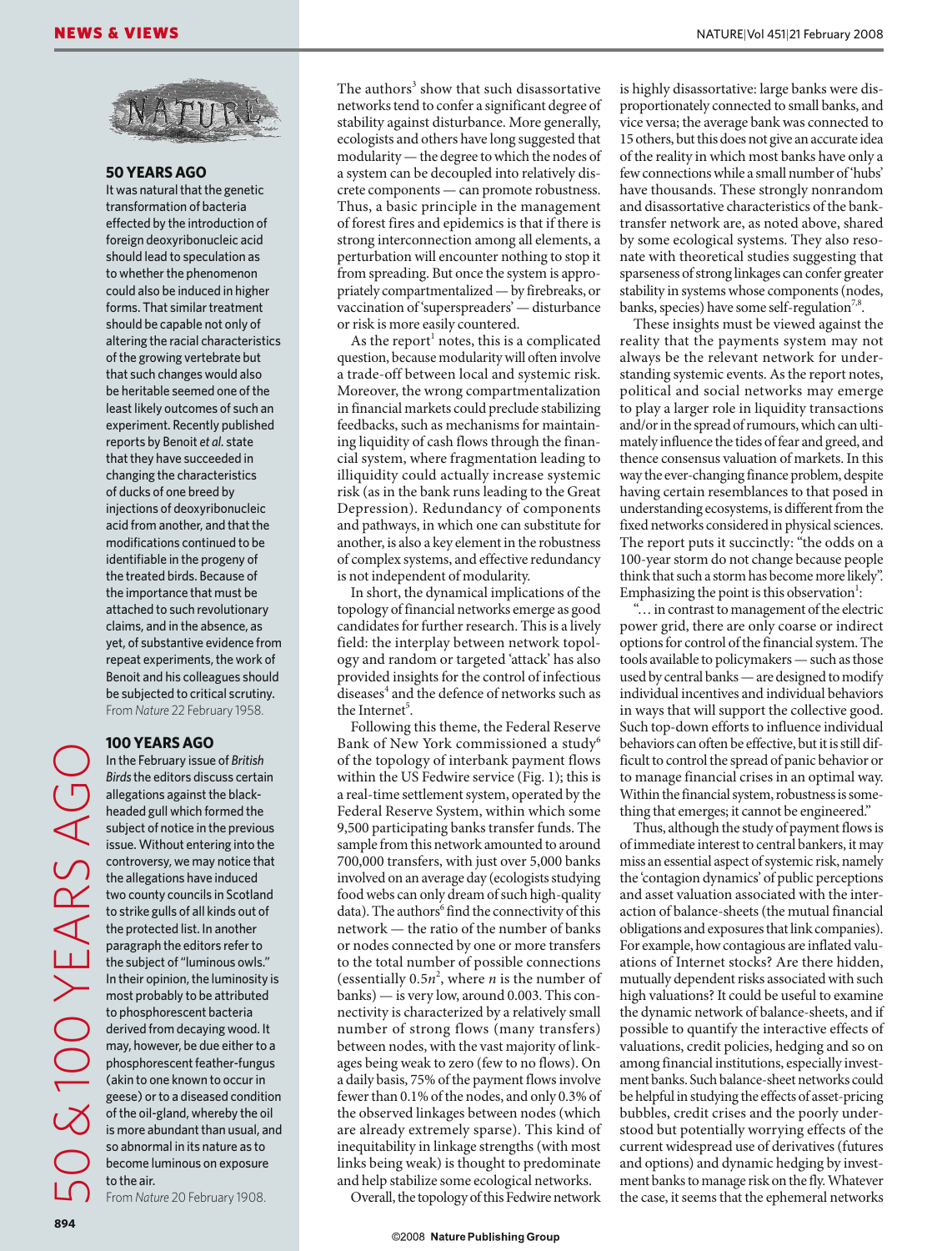## 50 & 100 YEARS AGO

### 50 YEARS AGO

It was natural that the genetic transformation of bacteria effected by the introduction of foreign deoxyribonucleic acid should lead to speculation as to whether the phenomenon could also be induced in higher forms. That similar treatment should be capable not only of altering the racial characteristics of the growing vertebrate but that such changes would also be heritable seemed one of the least likely outcomes of such an experiment. Recently published reports by Benoit *et al.* state that they have succeeded in changing the characteristics of ducks of one breed by injections of deoxyribonucleic acid from another, and that the modifications continued to be identifiable in the progeny of the treated birds. Because of the importance that must be attached to such revolutionary claims, and in the absence, as yet, of substantive evidence from repeat experiments, the work of Benoit and his colleagues should be subjected to critical scrutiny.

From *Nature* 22 February 1958.

### 100 YEARS AGO

In the February issue of *British Birds* the editors discuss certain allegations against the black-headed gull which formed the subject of notice in the previous issue. Without entering into the controversy, we may notice that the allegations have induced two county councils in Scotland to strike gulls of all kinds out of the protected list. In another paragraph the editors refer to the subject of "luminous owls." In their opinion, the luminosity is most probably to be attributed to phosphorescent bacteria derived from decaying wood. It may, however, be due either to a phosphorescent feather-fungus (akin to one known to occur in geese) or to a diseased condition of the oil-gland, whereby the oil is more abundant than usual, and so abnormal in its nature as to become luminous on exposure to the air.

From *Nature* 20 February 1908.

---

The authors[3] show that such disassortative networks tend to confer a significant degree of stability against disturbance. More generally, ecologists and others have long suggested that modularity — the degree to which the nodes of a system can be decoupled into relatively discrete components — can promote robustness. Thus, a basic principle in the management of forest fires and epidemics is that if there is strong interconnection among all elements, a perturbation will encounter nothing to stop it from spreading. But once the system is appropriately compartmentalized — by firebreaks, or vaccination of 'superspreaders' — disturbance or risk is more easily countered.

As the report[1] notes, this is a complicated question, because modularity will often involve a trade-off between local and systemic risk. Moreover, the wrong compartmentalization in financial markets could preclude stabilizing feedbacks, such as mechanisms for maintaining liquidity of cash flows through the financial system, where fragmentation leading to illiquidity could actually increase systemic risk (as in the bank runs leading to the Great Depression). Redundancy of components and pathways, in which one can substitute for another, is also a key element in the robustness of complex systems, and effective redundancy is not independent of modularity.

In short, the dynamical implications of the topology of financial networks emerge as good candidates for further research. This is a lively field: the interplay between network topology and random or targeted 'attack' has also provided insights for the control of infectious diseases[4] and the defence of networks such as the Internet[5].

Following this theme, the Federal Reserve Bank of New York commissioned a study[6] of the topology of interbank payment flows within the US Fedwire service (Fig. 1); this is a real-time settlement system, operated by the Federal Reserve System, within which some 9,500 participating banks transfer funds. The sample from this network amounted to around 700,000 transfers, with just over 5,000 banks involved on an average day (ecologists studying food webs can only dream of such high-quality data). The authors[6] find the connectivity of this network — the ratio of the number of banks or nodes connected by one or more transfers to the total number of possible connections (essentially $0.5n^2$, where $n$ is the number of banks) — is very low, around 0.003. This connectivity is characterized by a relatively small number of strong flows (many transfers) between nodes, with the vast majority of linkages being weak to zero (few to no flows). On a daily basis, 75% of the payment flows involve fewer than 0.1% of the nodes, and only 0.3% of the observed linkages between nodes (which are already extremely sparse). This kind of inequitability in linkage strengths (with most links being weak) is thought to predominate and help stabilize some ecological networks.

Overall, the topology of this Fedwire network is highly disassortative: large banks were disproportionately connected to small banks, and vice versa; the average bank was connected to 15 others, but this does not give an accurate idea of the reality in which most banks have only a few connections while a small number of 'hubs' have thousands. These strongly nonrandom and disassortative characteristics of the bank-transfer network are, as noted above, shared by some ecological systems. They also resonate with theoretical studies suggesting that sparseness of strong linkages can confer greater stability in systems whose components (nodes, banks, species) have some self-regulation[7,8].

These insights must be viewed against the reality that the payments system may not always be the relevant network for understanding systemic events. As the report notes, political and social networks may emerge to play a larger role in liquidity transactions and/or in the spread of rumours, which can ultimately influence the tides of fear and greed, and thence consensus valuation of markets. In this way the ever-changing finance problem, despite having certain resemblances to that posed in understanding ecosystems, is different from the fixed networks considered in physical sciences. The report puts it succinctly: "the odds on a 100-year storm do not change because people think that such a storm has become more likely". Emphasizing the point is this observation[1]:

"… in contrast to management of the electric power grid, there are only coarse or indirect options for control of the financial system. The tools available to policymakers — such as those used by central banks — are designed to modify individual incentives and individual behaviors in ways that will support the collective good. Such top-down efforts to influence individual behaviors can often be effective, but it is still difficult to control the spread of panic behavior or to manage financial crises in an optimal way. Within the financial system, robustness is something that emerges; it cannot be engineered."

Thus, although the study of payment flows is of immediate interest to central bankers, it may miss an essential aspect of systemic risk, namely the 'contagion dynamics' of public perceptions and asset valuation associated with the interaction of balance-sheets (the mutual financial obligations and exposures that link companies). For example, how contagious are inflated valuations of Internet stocks? Are there hidden, mutually dependent risks associated with such high valuations? It could be useful to examine the dynamic network of balance-sheets, and if possible to quantify the interactive effects of valuations, credit policies, hedging and so on among financial institutions, especially investment banks. Such balance-sheet networks could be helpful in studying the effects of asset-pricing bubbles, credit crises and the poorly understood but potentially worrying effects of the current widespread use of derivatives (futures and options) and dynamic hedging by investment banks to manage risk on the fly. Whatever the case, it seems that the ephemeral networks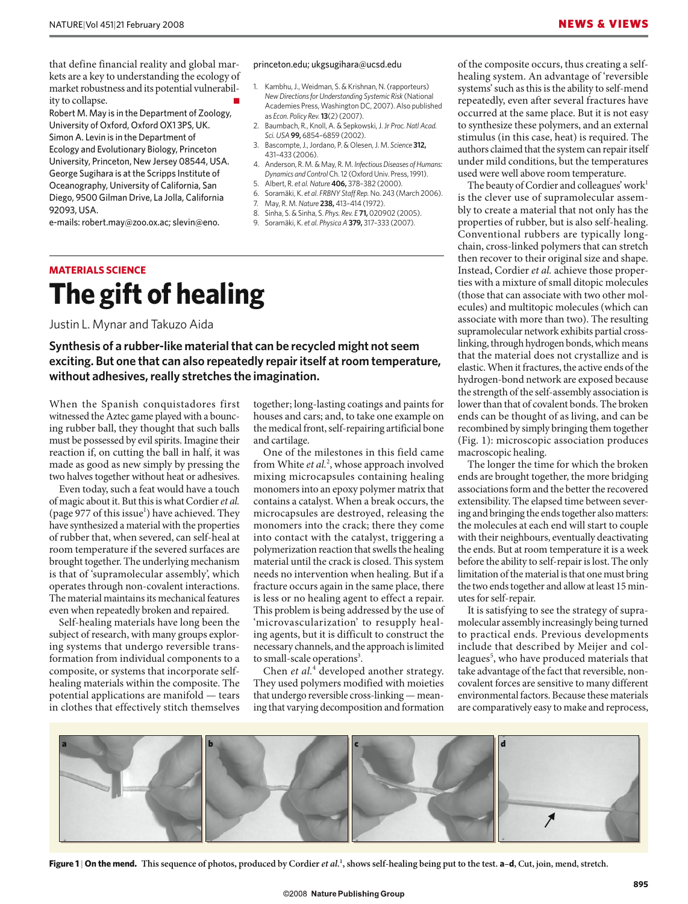that define financial reality and global markets are a key to understanding the ecology of market robustness and its potential vulnerability to collapse. ■

Robert M. May is in the Department of Zoology, University of Oxford, Oxford OX1 3PS, UK. Simon A. Levin is in the Department of Ecology and Evolutionary Biology, Princeton University, Princeton, New Jersey 08544, USA. George Sugihara is at the Scripps Institute of Oceanography, University of California, San Diego, 9500 Gilman Drive, La Jolla, California 92093, USA.
e-mails: robert.may@zoo.ox.ac; slevin@eno.princeton.edu; ukgsugihara@ucsd.edu

1. Kambhu, J., Weidman, S. & Krishnan, N. (rapporteurs) *New Directions for Understanding Systemic Risk* (National Academies Press, Washington DC, 2007). Also published as *Econ. Policy Rev.* **13**(2) (2007).
2. Baumbach, R., Knoll, A. & Sepkowski, J. Jr *Proc. Natl Acad. Sci. USA* **99**, 6854–6859 (2002).
3. Bascompte, J., Jordano, P. & Olesen, J. M. *Science* **312**, 431–433 (2006).
4. Anderson, R. M. & May, R. M. *Infectious Diseases of Humans: Dynamics and Control* Ch. 12 (Oxford Univ. Press, 1991).
5. Albert, R. *et al. Nature* **406**, 378–382 (2000).
6. Soramäki, K. *et al. FRBNY Staff Rep.* No. 243 (March 2006).
7. May, R. M. *Nature* **238**, 413–414 (1972).
8. Sinha, S. & Sinha, S. *Phys. Rev. E* **71**, 020902 (2005).
9. Soramäki, K. *et al. Physica A* **379**, 317–333 (2007).

## MATERIALS SCIENCE

# The gift of healing

Justin L. Mynar and Takuzo Aida

**Synthesis of a rubber-like material that can be recycled might not seem exciting. But one that can also repeatedly repair itself at room temperature, without adhesives, really stretches the imagination.**

When the Spanish conquistadores first witnessed the Aztec game played with a bouncing rubber ball, they thought that such balls must be possessed by evil spirits. Imagine their reaction if, on cutting the ball in half, it was made as good as new simply by pressing the two halves together without heat or adhesives.

Even today, such a feat would have a touch of magic about it. But this is what Cordier *et al.* (page 977 of this issue[1]) have achieved. They have synthesized a material with the properties of rubber that, when severed, can self-heal at room temperature if the severed surfaces are brought together. The underlying mechanism is that of 'supramolecular assembly', which operates through non-covalent interactions. The material maintains its mechanical features even when repeatedly broken and repaired.

Self-healing materials have long been the subject of research, with many groups exploring systems that undergo reversible transformation from individual components to a composite, or systems that incorporate self-healing materials within the composite. The potential applications are manifold — tears in clothes that effectively stitch themselves together; long-lasting coatings and paints for houses and cars; and, to take one example on the medical front, self-repairing artificial bone and cartilage.

One of the milestones in this field came from White *et al.*[2], whose approach involved mixing microcapsules containing healing monomers into an epoxy polymer matrix that contains a catalyst. When a break occurs, the microcapsules are destroyed, releasing the monomers into the crack; there they come into contact with the catalyst, triggering a polymerization reaction that swells the healing material until the crack is closed. This system needs no intervention when healing. But if a fracture occurs again in the same place, there is less or no healing agent to effect a repair. This problem is being addressed by the use of 'microvascularization' to resupply healing agents, but it is difficult to construct the necessary channels, and the approach is limited to small-scale operations[3].

Chen *et al.*[4] developed another strategy. They used polymers modified with moieties that undergo reversible cross-linking — meaning that varying decomposition and formation of the composite occurs, thus creating a self-healing system. An advantage of 'reversible systems' such as this is the ability to self-mend repeatedly, even after several fractures have occurred at the same place. But it is not easy to synthesize these polymers, and an external stimulus (in this case, heat) is required. The authors claimed that the system can repair itself under mild conditions, but the temperatures used were well above room temperature.

The beauty of Cordier and colleagues' work[1] is the clever use of supramolecular assembly to create a material that not only has the properties of rubber, but is also self-healing. Conventional rubbers are typically long-chain, cross-linked polymers that can stretch then recover to their original size and shape. Instead, Cordier *et al.* achieve those properties with a mixture of small ditopic molecules (those that can associate with two other molecules) and multitopic molecules (which can associate with more than two). The resulting supramolecular network exhibits partial cross-linking, through hydrogen bonds, which means that the material does not crystallize and is elastic. When it fractures, the active ends of the hydrogen-bond network are exposed because the strength of the self-assembly association is lower than that of covalent bonds. The broken ends can be thought of as living, and can be recombined by simply bringing them together (Fig. 1): microscopic association produces macroscopic healing.

The longer the time for which the broken ends are brought together, the more bridging associations form and the better the recovered extensibility. The elapsed time between severing and bringing the ends together also matters: the molecules at each end will start to couple with their neighbours, eventually deactivating the ends. But at room temperature it is a week before the ability to self-repair is lost. The only limitation of the material is that one must bring the two ends together and allow at least 15 minutes for self-repair.

It is satisfying to see the strategy of supramolecular assembly increasingly being turned to practical ends. Previous developments include that described by Meijer and colleagues[5], who have produced materials that take advantage of the fact that reversible, non-covalent forces are sensitive to many different environmental factors. Because these materials are comparatively easy to make and reprocess,

a b c d

**Figure 1 | On the mend.** This sequence of photos, produced by Cordier *et al.*[1], shows self-healing being put to the test. **a–d**, Cut, join, mend, stretch.